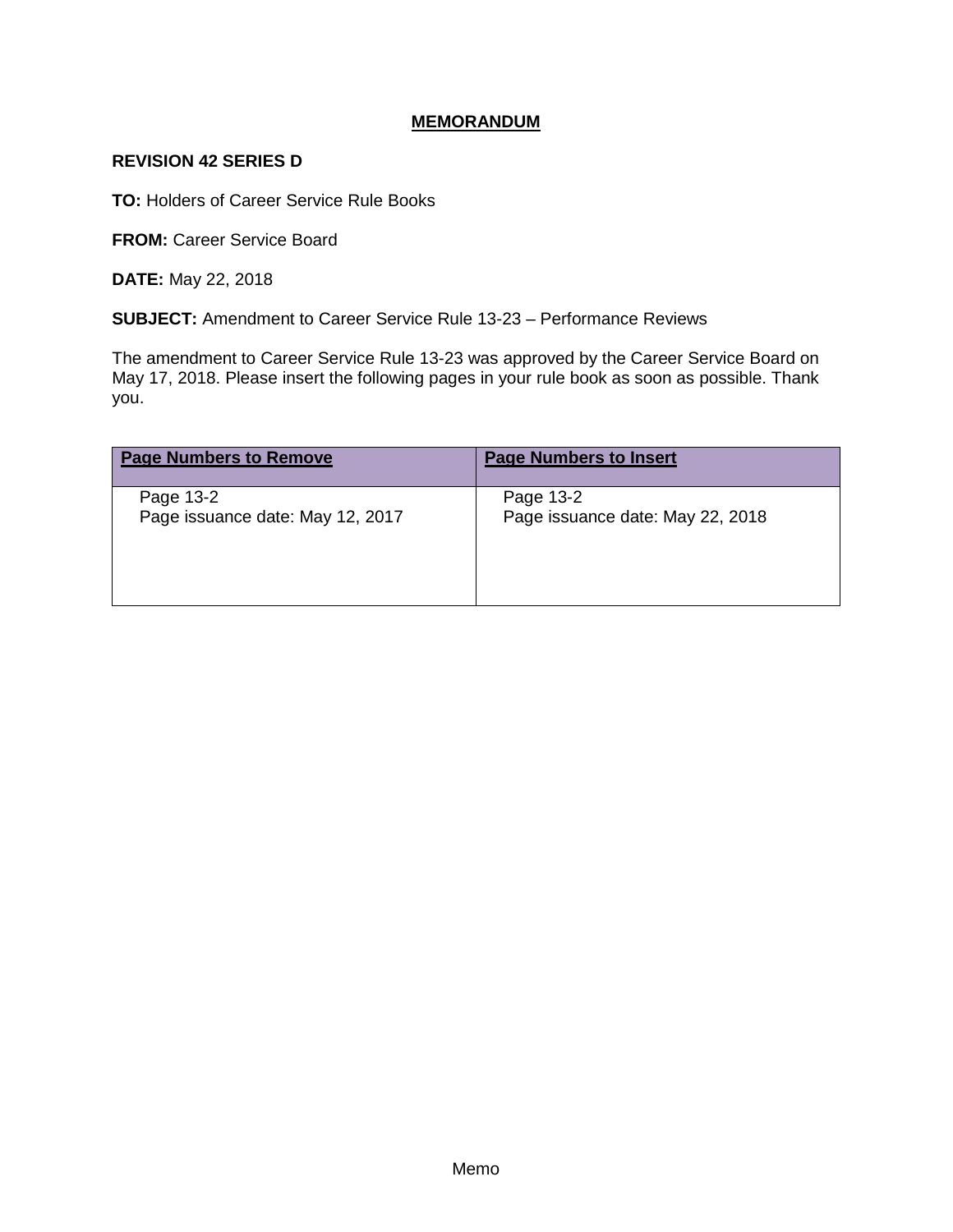# MEMORANDUM

**REVISION 42 SERIES D**

**TO:** Holders of Career Service Rule Books

**FROM:** Career Service Board

**DATE:** May 22, 2018

**SUBJECT:** Amendment to Career Service Rule 13-23 – Performance Reviews

The amendment to Career Service Rule 13-23 was approved by the Career Service Board on May 17, 2018. Please insert the following pages in your rule book as soon as possible. Thank you.

| Page Numbers to Remove | Page Numbers to Insert |
|---|---|
| Page 13-2<br>Page issuance date: May 12, 2017 | Page 13-2<br>Page issuance date: May 22, 2018 |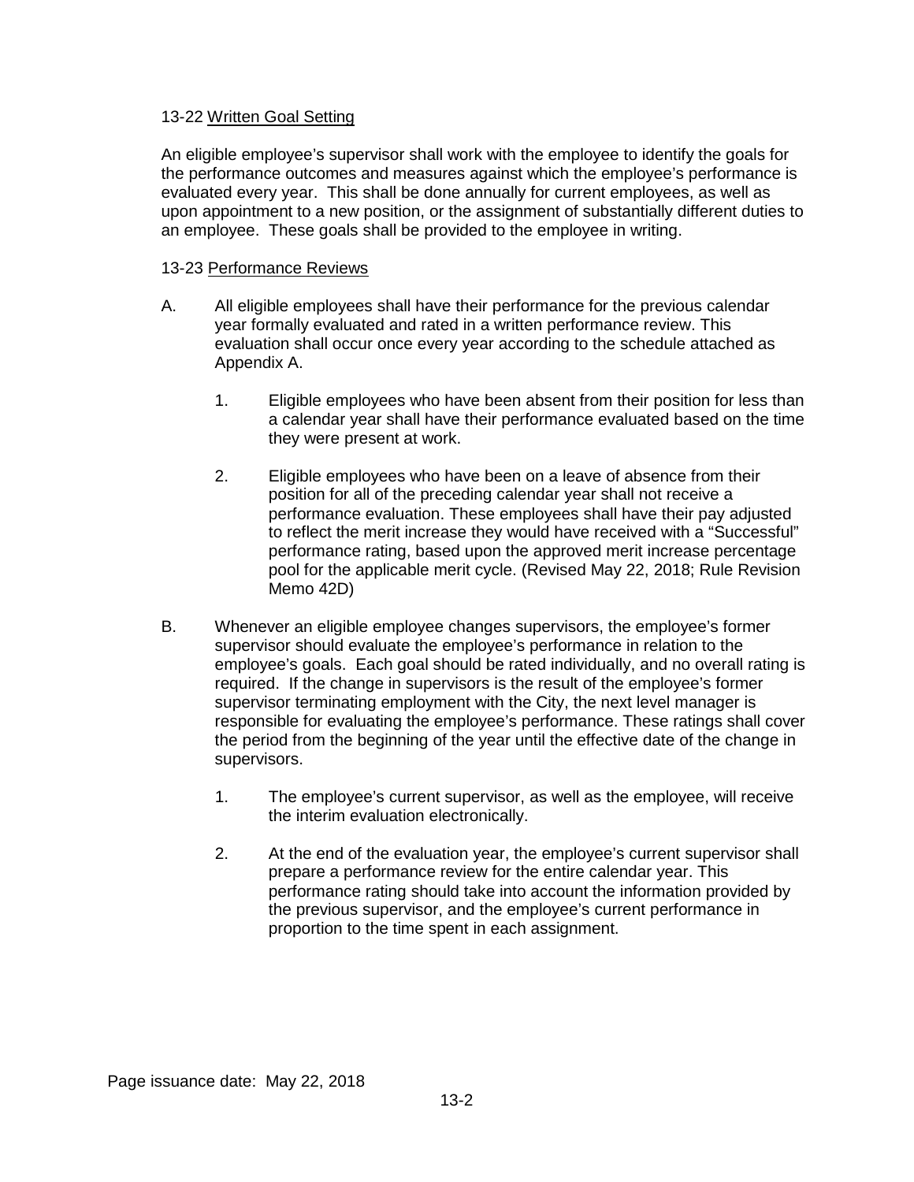### 13-22 Written Goal Setting

An eligible employee's supervisor shall work with the employee to identify the goals for the performance outcomes and measures against which the employee's performance is evaluated every year. This shall be done annually for current employees, as well as upon appointment to a new position, or the assignment of substantially different duties to an employee. These goals shall be provided to the employee in writing.

### 13-23 Performance Reviews

A. All eligible employees shall have their performance for the previous calendar year formally evaluated and rated in a written performance review. This evaluation shall occur once every year according to the schedule attached as Appendix A.

   1. Eligible employees who have been absent from their position for less than a calendar year shall have their performance evaluated based on the time they were present at work.

   2. Eligible employees who have been on a leave of absence from their position for all of the preceding calendar year shall not receive a performance evaluation. These employees shall have their pay adjusted to reflect the merit increase they would have received with a "Successful" performance rating, based upon the approved merit increase percentage pool for the applicable merit cycle. (Revised May 22, 2018; Rule Revision Memo 42D)

B. Whenever an eligible employee changes supervisors, the employee's former supervisor should evaluate the employee's performance in relation to the employee's goals. Each goal should be rated individually, and no overall rating is required. If the change in supervisors is the result of the employee's former supervisor terminating employment with the City, the next level manager is responsible for evaluating the employee's performance. These ratings shall cover the period from the beginning of the year until the effective date of the change in supervisors.

   1. The employee's current supervisor, as well as the employee, will receive the interim evaluation electronically.

   2. At the end of the evaluation year, the employee's current supervisor shall prepare a performance review for the entire calendar year. This performance rating should take into account the information provided by the previous supervisor, and the employee's current performance in proportion to the time spent in each assignment.

Page issuance date: May 22, 2018